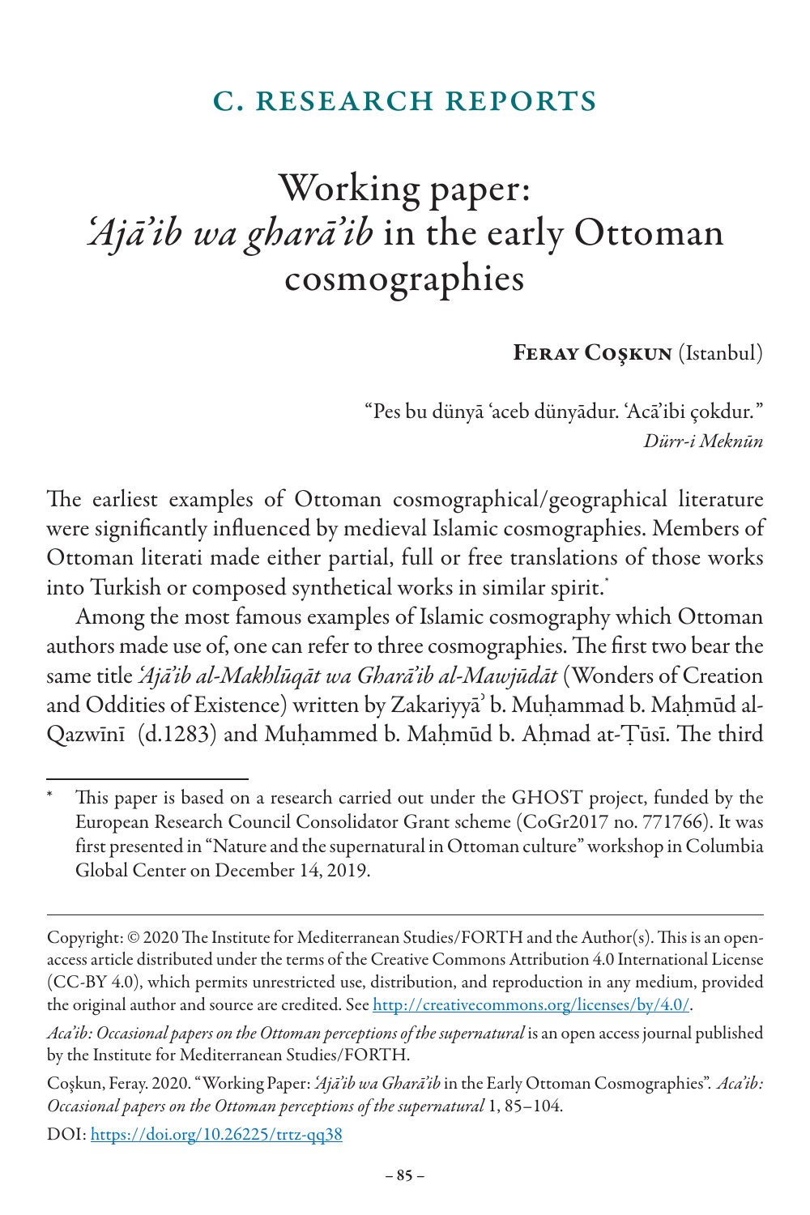## C. RESEARCH REPORTS

# Working paper: *ʿAjā'ib wa gharā'ib* in the early Ottoman cosmographies

**Feray Coşkun** (Istanbul)

"Pes bu dünyā ʿaceb dünyādur. ʿAcā'ibi çokdur."
*Dürr-i Meknūn*

The earliest examples of Ottoman cosmographical/geographical literature were significantly influenced by medieval Islamic cosmographies. Members of Ottoman literati made either partial, full or free translations of those works into Turkish or composed synthetical works in similar spirit.[*]

Among the most famous examples of Islamic cosmography which Ottoman authors made use of, one can refer to three cosmographies. The first two bear the same title *ʿAjā'ib al-Makhlūqāt wa Gharā'ib al-Mawjūdāt* (Wonders of Creation and Oddities of Existence) written by Zakariyyāʾ b. Muḥammad b. Maḥmūd al-Qazwīnī (d.1283) and Muḥammed b. Maḥmūd b. Aḥmad at-Ṭūsī. The third

---

[*] This paper is based on a research carried out under the GHOST project, funded by the European Research Council Consolidator Grant scheme (CoGr2017 no. 771766). It was first presented in "Nature and the supernatural in Ottoman culture" workshop in Columbia Global Center on December 14, 2019.

---

Copyright: © 2020 The Institute for Mediterranean Studies/FORTH and the Author(s). This is an open-access article distributed under the terms of the Creative Commons Attribution 4.0 International License (CC-BY 4.0), which permits unrestricted use, distribution, and reproduction in any medium, provided the original author and source are credited. See http://creativecommons.org/licenses/by/4.0/.

*Aca'ib: Occasional papers on the Ottoman perceptions of the supernatural* is an open access journal published by the Institute for Mediterranean Studies/FORTH.

Coşkun, Feray. 2020. "Working Paper: *ʿAjā'ib wa Gharā'ib* in the Early Ottoman Cosmographies". *Aca'ib: Occasional papers on the Ottoman perceptions of the supernatural* 1, 85–104.

DOI: https://doi.org/10.26225/trtz-qq38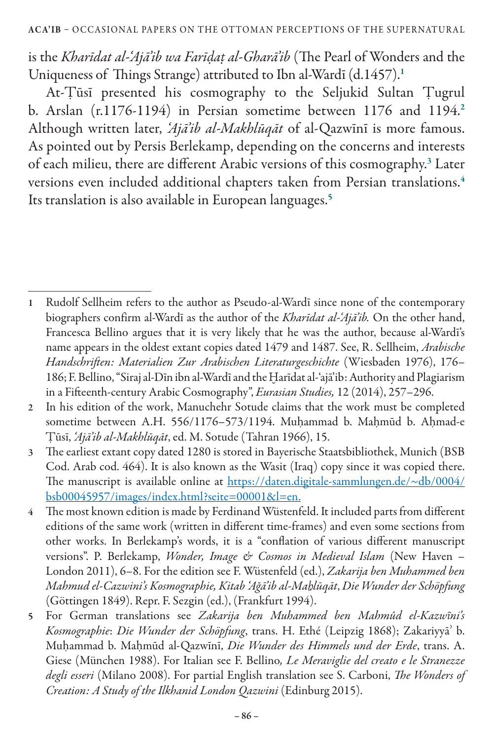is the *Kharīdat al-ʿAjāʾib wa Farīḍaṭ al-Gharāʾib* (The Pearl of Wonders and the Uniqueness of Things Strange) attributed to Ibn al-Wardī (d.1457).[1]

At-Ṭūsī presented his cosmography to the Seljukid Sultan Ṭugrul b. Arslan (r.1176-1194) in Persian sometime between 1176 and 1194.[2] Although written later, *ʿAjāʾib al-Makhlūqāt* of al-Qazwīnī is more famous. As pointed out by Persis Berlekamp, depending on the concerns and interests of each milieu, there are different Arabic versions of this cosmography.[3] Later versions even included additional chapters taken from Persian translations.[4] Its translation is also available in European languages.[5]

---

1 Rudolf Sellheim refers to the author as Pseudo-al-Wardī since none of the contemporary biographers confirm al-Wardī as the author of the *Kharīdat al-ʿAjāʾib.* On the other hand, Francesca Bellino argues that it is very likely that he was the author, because al-Wardī's name appears in the oldest extant copies dated 1479 and 1487. See, R. Sellheim, *Arabische Handschriften: Materialien Zur Arabischen Literaturgeschichte* (Wiesbaden 1976), 176–186; F. Bellino, "Siraj al-Dīn ibn al-Wardī and the Ḫarīdat al-ʿajāʾib: Authority and Plagiarism in a Fifteenth-century Arabic Cosmography", *Eurasian Studies,* 12 (2014), 257–296.

2 In his edition of the work, Manuchehr Sotude claims that the work must be completed sometime between A.H. 556/1176–573/1194. Muḥammad b. Maḥmūd b. Aḥmad-e Ṭūsī, *ʿAjāʾib al-Makhlūqāt*, ed. M. Sotude (Tahran 1966), 15.

3 The earliest extant copy dated 1280 is stored in Bayerische Staatsbibliothek, Munich (BSB Cod. Arab cod. 464). It is also known as the Wasit (Iraq) copy since it was copied there. The manuscript is available online at https://daten.digitale-sammlungen.de/~db/0004/bsb00045957/images/index.html?seite=00001&l=en.

4 The most known edition is made by Ferdinand Wüstenfeld. It included parts from different editions of the same work (written in different time-frames) and even some sections from other works. In Berlekamp's words, it is a "conflation of various different manuscript versions". P. Berlekamp, *Wonder, Image & Cosmos in Medieval Islam* (New Haven – London 2011), 6–8. For the edition see F. Wüstenfeld (ed.), *Zakarija ben Muhammed ben Mahmud el-Cazwini's Kosmographie, Kitab ʿAǧāʾib al-Maḫlūqāt*, *Die Wunder der Schöpfung* (Göttingen 1849). Repr. F. Sezgin (ed.), (Frankfurt 1994).

5 For German translations see *Zakarija ben Muhammed ben Mahmûd el-Kazwîni's Kosmographie*: *Die Wunder der Schöpfung*, trans. H. Ethé (Leipzig 1868); Zakariyyāʾ b. Muḥammad b. Maḥmūd al-Qazwīnī, *Die Wunder des Himmels und der Erde*, trans. A. Giese (München 1988). For Italian see F. Bellino*, Le Meraviglie del creato e le Stranezze degli esseri* (Milano 2008). For partial English translation see S. Carboni, *The Wonders of Creation: A Study of the Ilkhanid London Qazwini* (Edinburg 2015).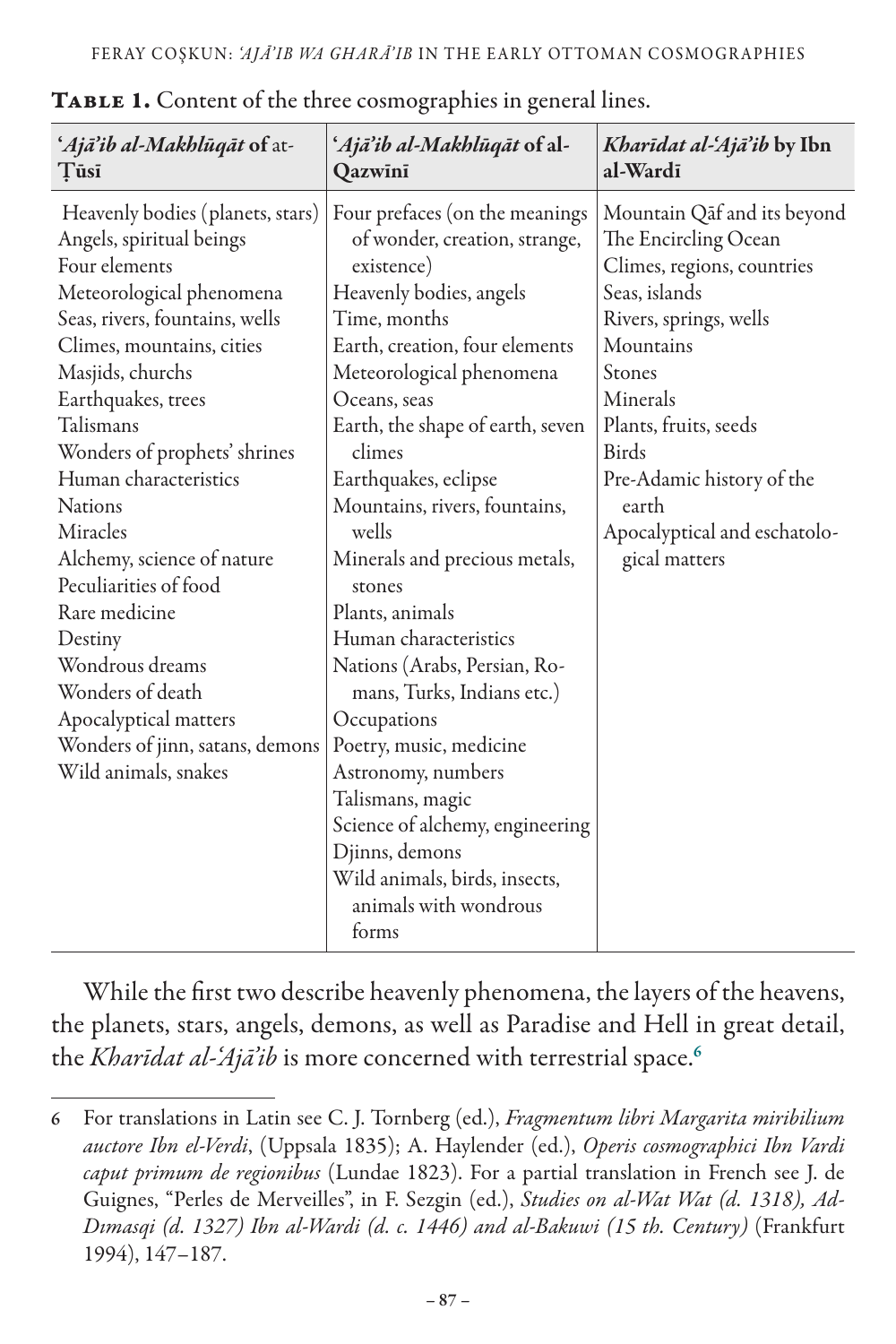**Table 1.** Content of the three cosmographies in general lines.

| *'Ajā'ib al-Makhlūqāt* of aṭ-Ṭūsī | *'Ajā'ib al-Makhlūqāt* of al-Qazwīnī | *Kharīdat al-'Ajā'ib* by Ibn al-Wardī |
|---|---|---|
| Heavenly bodies (planets, stars) | Four prefaces (on the meanings of wonder, creation, strange, existence) | Mountain Qāf and its beyond |
| Angels, spiritual beings | Heavenly bodies, angels | The Encircling Ocean |
| Four elements | Time, months | Climes, regions, countries |
| Meteorological phenomena | Earth, creation, four elements | Seas, islands |
| Seas, rivers, fountains, wells | Meteorological phenomena | Rivers, springs, wells |
| Climes, mountains, cities | Oceans, seas | Mountains |
| Masjids, churchs | Earth, the shape of earth, seven climes | Stones |
| Earthquakes, trees | Earthquakes, eclipse | Minerals |
| Talismans | Mountains, rivers, fountains, wells | Plants, fruits, seeds |
| Wonders of prophets' shrines | Minerals and precious metals, stones | Birds |
| Human characteristics | Plants, animals | Pre-Adamic history of the earth |
| Nations | Human characteristics | Apocalyptical and eschatological matters |
| Miracles | Nations (Arabs, Persian, Romans, Turks, Indians etc.) | |
| Alchemy, science of nature | Occupations | |
| Peculiarities of food | Poetry, music, medicine | |
| Rare medicine | Astronomy, numbers | |
| Destiny | Talismans, magic | |
| Wondrous dreams | Science of alchemy, engineering | |
| Wonders of death | Djinns, demons | |
| Apocalyptical matters | Wild animals, birds, insects, animals with wondrous forms | |
| Wonders of jinn, satans, demons | | |
| Wild animals, snakes | | |

While the first two describe heavenly phenomena, the layers of the heavens, the planets, stars, angels, demons, as well as Paradise and Hell in great detail, the *Kharīdat al-'Ajā'ib* is more concerned with terrestrial space.[6]

---

6 For translations in Latin see C. J. Tornberg (ed.), *Fragmentum libri Margarita miribilium auctore Ibn el-Verdi*, (Uppsala 1835); A. Haylender (ed.), *Operis cosmographici Ibn Vardi caput primum de regionibus* (Lundae 1823). For a partial translation in French see J. de Guignes, "Perles de Merveilles", in F. Sezgin (ed.), *Studies on al-Wat Wat (d. 1318), Ad-Dımasqi (d. 1327) Ibn al-Wardi (d. c. 1446) and al-Bakuwi (15 th. Century)* (Frankfurt 1994), 147–187.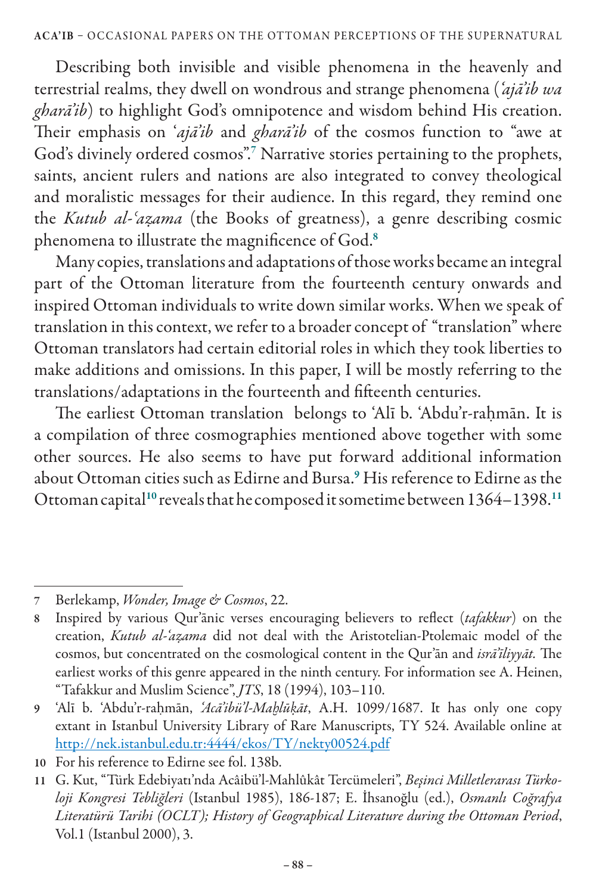Describing both invisible and visible phenomena in the heavenly and terrestrial realms, they dwell on wondrous and strange phenomena (*ʿajāʾib wa gharāʾib*) to highlight God's omnipotence and wisdom behind His creation. Their emphasis on *ʿajāʾib* and *gharāʾib* of the cosmos function to "awe at God's divinely ordered cosmos".[7] Narrative stories pertaining to the prophets, saints, ancient rulers and nations are also integrated to convey theological and moralistic messages for their audience. In this regard, they remind one the *Kutub al-ʿaẓama* (the Books of greatness), a genre describing cosmic phenomena to illustrate the magnificence of God.[8]

Many copies, translations and adaptations of those works became an integral part of the Ottoman literature from the fourteenth century onwards and inspired Ottoman individuals to write down similar works. When we speak of translation in this context, we refer to a broader concept of "translation" where Ottoman translators had certain editorial roles in which they took liberties to make additions and omissions. In this paper, I will be mostly referring to the translations/adaptations in the fourteenth and fifteenth centuries.

The earliest Ottoman translation belongs to ʿAlī b. ʿAbdu'r-raḥmān. It is a compilation of three cosmographies mentioned above together with some other sources. He also seems to have put forward additional information about Ottoman cities such as Edirne and Bursa.[9] His reference to Edirne as the Ottoman capital[10] reveals that he composed it sometime between 1364–1398.[11]

---

7 Berlekamp, *Wonder, Image & Cosmos*, 22.

8 Inspired by various Qur'ānic verses encouraging believers to reflect (*tafakkur*) on the creation, *Kutub al-ʿaẓama* did not deal with the Aristotelian-Ptolemaic model of the cosmos, but concentrated on the cosmological content in the Qur'ān and *isrāʾīliyyāt*. The earliest works of this genre appeared in the ninth century. For information see A. Heinen, "Tafakkur and Muslim Science", *JTS*, 18 (1994), 103–110.

9 ʿAlī b. ʿAbdu'r-raḥmān, *ʿAcāʾibü'l-Maḫlūḳāt*, A.H. 1099/1687. It has only one copy extant in Istanbul University Library of Rare Manuscripts, TY 524. Available online at http://nek.istanbul.edu.tr:4444/ekos/TY/nekty00524.pdf

10 For his reference to Edirne see fol. 138b.

11 G. Kut, "Türk Edebiyatı'nda Acâibü'l-Mahlûkât Tercümeleri", *Beşinci Milletlerarası Türkoloji Kongresi Tebliğleri* (Istanbul 1985), 186-187; E. İhsanoğlu (ed.), *Osmanlı Coğrafya Literatürü Tarihi (OCLT); History of Geographical Literature during the Ottoman Period*, Vol.1 (Istanbul 2000), 3.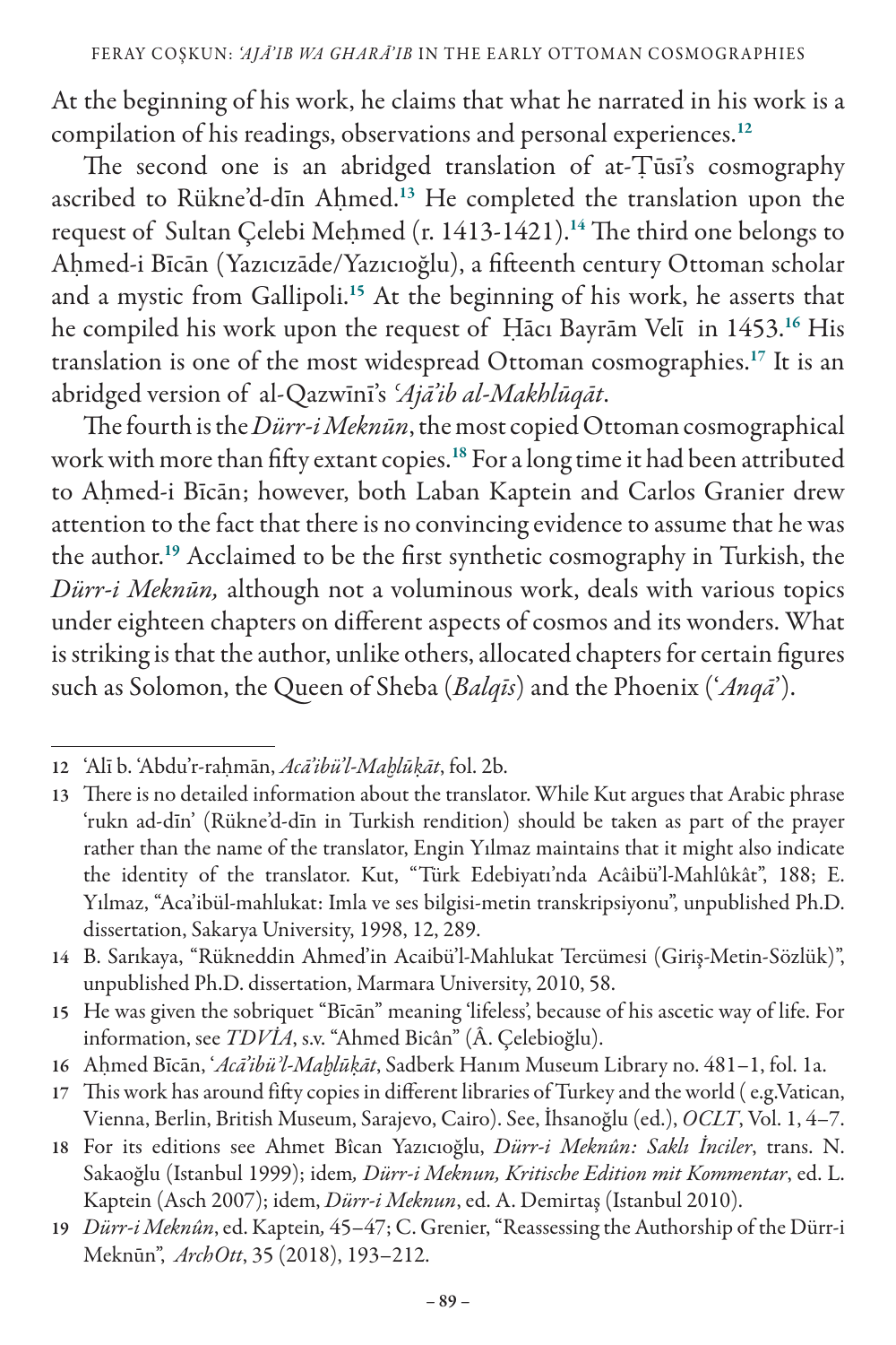At the beginning of his work, he claims that what he narrated in his work is a compilation of his readings, observations and personal experiences.[12]

The second one is an abridged translation of at-Ṭūsī's cosmography ascribed to Rükne'd-dīn Aḥmed.[13] He completed the translation upon the request of Sultan Çelebi Meḥmed (r. 1413-1421).[14] The third one belongs to Aḥmed-i Bīcān (Yazıcızāde/Yazıcıoğlu), a fifteenth century Ottoman scholar and a mystic from Gallipoli.[15] At the beginning of his work, he asserts that he compiled his work upon the request of Ḥācı Bayrām Velī in 1453.[16] His translation is one of the most widespread Ottoman cosmographies.[17] It is an abridged version of al-Qazwīnī's *ʿAjāʾib al-Makhlūqāt*.

The fourth is the *Dürr-i Meknūn*, the most copied Ottoman cosmographical work with more than fifty extant copies.[18] For a long time it had been attributed to Aḥmed-i Bīcān; however, both Laban Kaptein and Carlos Granier drew attention to the fact that there is no convincing evidence to assume that he was the author.[19] Acclaimed to be the first synthetic cosmography in Turkish, the *Dürr-i Meknūn,* although not a voluminous work, deals with various topics under eighteen chapters on different aspects of cosmos and its wonders. What is striking is that the author, unlike others, allocated chapters for certain figures such as Solomon, the Queen of Sheba (*Balqīs*) and the Phoenix (ʿ*Anqā*ʾ).

---

12 ʿAlī b. ʿAbdu'r-raḥmān, *Acāʾibü'l-Maḫlūḳāt*, fol. 2b.

13 There is no detailed information about the translator. While Kut argues that Arabic phrase 'rukn ad-dīn' (Rükne'd-dīn in Turkish rendition) should be taken as part of the prayer rather than the name of the translator, Engin Yılmaz maintains that it might also indicate the identity of the translator. Kut, "Türk Edebiyatı'nda Acâibü'l-Mahlûkât", 188; E. Yılmaz, "Aca'ibül-mahlukat: Imla ve ses bilgisi-metin transkripsiyonu", unpublished Ph.D. dissertation, Sakarya University, 1998, 12, 289.

14 B. Sarıkaya, "Rükneddin Ahmed'in Acaibü'l-Mahlukat Tercümesi (Giriş-Metin-Sözlük)", unpublished Ph.D. dissertation, Marmara University, 2010, 58.

15 He was given the sobriquet "Bīcān" meaning 'lifeless', because of his ascetic way of life. For information, see *TDVİA*, s.v. "Ahmed Bicân" (Â. Çelebioğlu).

16 Aḥmed Bīcān, ʿ*Acāʾibü'l-Maḫlūḳāt*, Sadberk Hanım Museum Library no. 481–1, fol. 1a.

17 This work has around fifty copies in different libraries of Turkey and the world ( e.g.Vatican, Vienna, Berlin, British Museum, Sarajevo, Cairo). See, İhsanoğlu (ed.), *OCLT*, Vol. 1, 4–7.

18 For its editions see Ahmet Bîcan Yazıcıoğlu, *Dürr-i Meknûn: Saklı İnciler*, trans. N. Sakaoğlu (Istanbul 1999); idem*, Dürr-i Meknun, Kritische Edition mit Kommentar*, ed. L. Kaptein (Asch 2007); idem, *Dürr-i Meknun*, ed. A. Demirtaş (Istanbul 2010).

19 *Dürr-i Meknûn*, ed. Kaptein*,* 45–47; C. Grenier, "Reassessing the Authorship of the Dürr-i Meknūn", *ArchOtt*, 35 (2018), 193–212.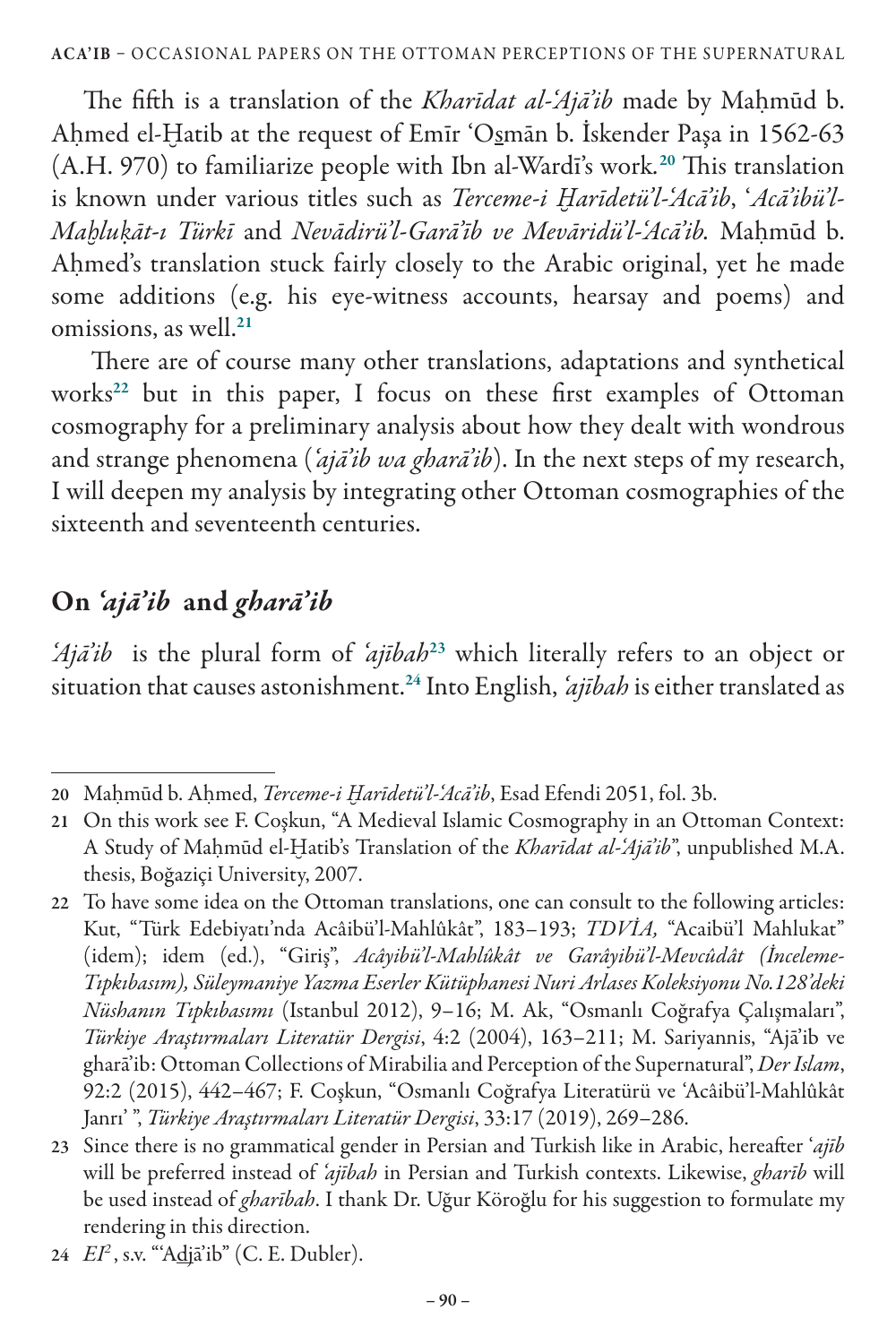The fifth is a translation of the *Kharīdat al-ʿAjāʾib* made by Maḥmūd b. Aḥmed el-Ḫatib at the request of Emīr ʿOs̱mān b. İskender Paşa in 1562-63 (A.H. 970) to familiarize people with Ibn al-Wardī's work.[20] This translation is known under various titles such as *Terceme-i Ḫarīdetü'l-ʿAcāʾib*, ʿ*Acāʾibü'l-Maḫluḳāt-ı Türkī* and *Nevādirü'l-Garāʾib ve Mevāridü'l-ʿAcāʾib.* Maḥmūd b. Aḥmed's translation stuck fairly closely to the Arabic original, yet he made some additions (e.g. his eye-witness accounts, hearsay and poems) and omissions, as well.[21]

There are of course many other translations, adaptations and synthetical works[22] but in this paper, I focus on these first examples of Ottoman cosmography for a preliminary analysis about how they dealt with wondrous and strange phenomena (*ʿajāʾib wa gharāʾib*). In the next steps of my research, I will deepen my analysis by integrating other Ottoman cosmographies of the sixteenth and seventeenth centuries.

## On *ʿajāʾib* and *gharāʾib*

*ʿAjāʾib* is the plural form of *ʿajībah*[23] which literally refers to an object or situation that causes astonishment.[24] Into English, *ʿajībah* is either translated as

---

20 Maḥmūd b. Aḥmed, *Terceme-i Ḫarīdetü'l-ʿAcāʾib*, Esad Efendi 2051, fol. 3b.

21 On this work see F. Coşkun, "A Medieval Islamic Cosmography in an Ottoman Context: A Study of Maḥmūd el-Ḫatib's Translation of the *Kharīdat al-ʿAjāʾib*", unpublished M.A. thesis, Boğaziçi University, 2007.

22 To have some idea on the Ottoman translations, one can consult to the following articles: Kut, "Türk Edebiyatı'nda Acâibü'l-Mahlûkât", 183–193; *TDVİA,* "Acaibü'l Mahlukat" (idem); idem (ed.), "Giriş", *Acâyibü'l-Mahlûkât ve Garâyibü'l-Mevcûdât (İnceleme-Tıpkıbasım), Süleymaniye Yazma Eserler Kütüphanesi Nuri Arlases Koleksiyonu No.128'deki Nüshanın Tıpkıbasımı* (Istanbul 2012), 9–16; M. Ak, "Osmanlı Coğrafya Çalışmaları", *Türkiye Araştırmaları Literatür Dergisi*, 4:2 (2004), 163–211; M. Sariyannis, "Ajāʾib ve gharāʾib: Ottoman Collections of Mirabilia and Perception of the Supernatural", *Der Islam*, 92:2 (2015), 442–467; F. Coşkun, "Osmanlı Coğrafya Literatürü ve 'Acâibü'l-Mahlûkât Janrı' ", *Türkiye Araştırmaları Literatür Dergisi*, 33:17 (2019), 269–286.

23 Since there is no grammatical gender in Persian and Turkish like in Arabic, hereafter ʿ*ajīb* will be preferred instead of *ʿajībah* in Persian and Turkish contexts. Likewise, *gharīb* will be used instead of *gharībah*. I thank Dr. Uğur Köroğlu for his suggestion to formulate my rendering in this direction.

24 *EI*[2], s.v. "ʿAdjāʾib" (C. E. Dubler).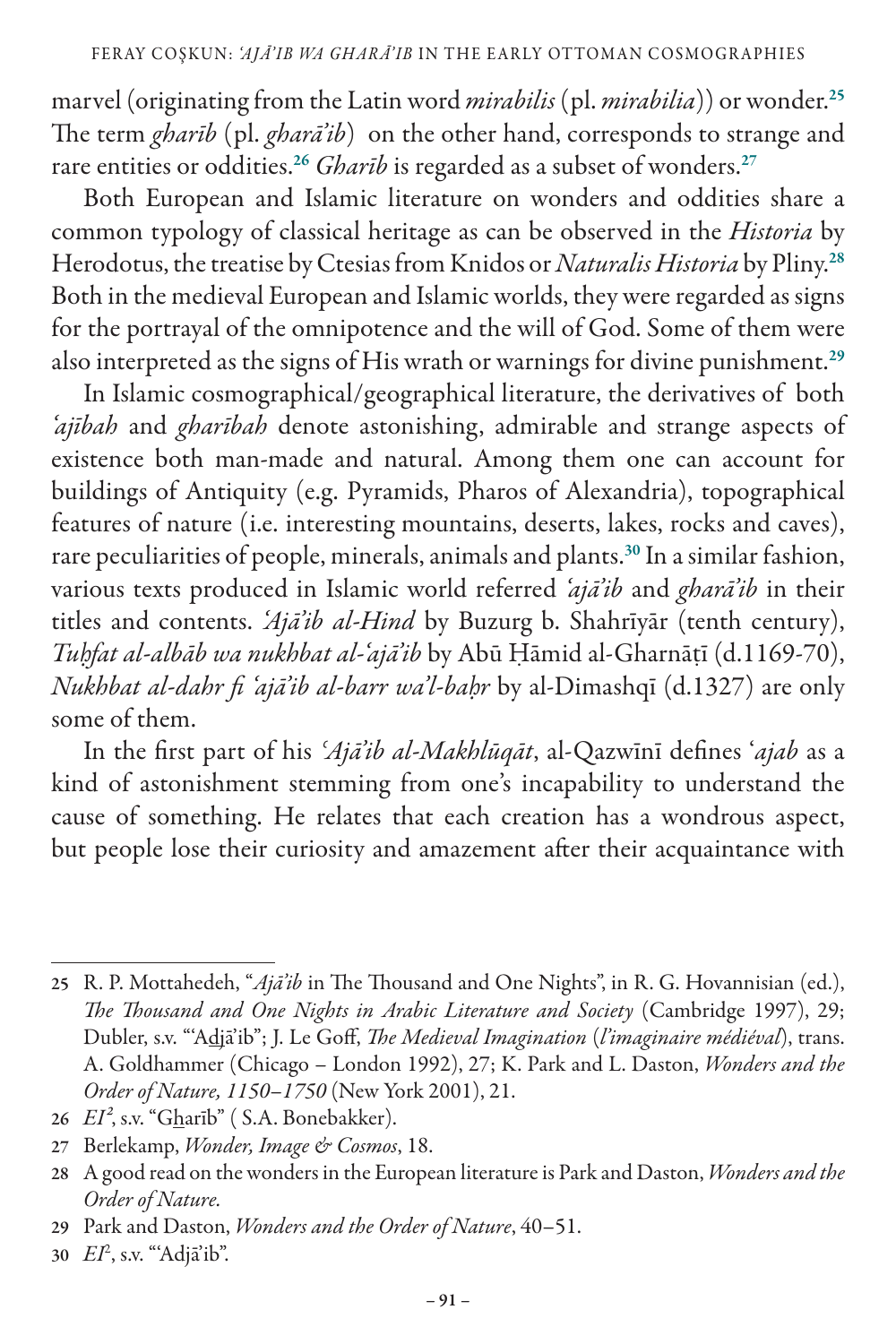marvel (originating from the Latin word *mirabilis* (pl. *mirabilia*)) or wonder.[25] The term *gharīb* (pl. *gharā'ib*) on the other hand, corresponds to strange and rare entities or oddities.[26] *Gharīb* is regarded as a subset of wonders.[27]

Both European and Islamic literature on wonders and oddities share a common typology of classical heritage as can be observed in the *Historia* by Herodotus, the treatise by Ctesias from Knidos or *Naturalis Historia* by Pliny.[28] Both in the medieval European and Islamic worlds, they were regarded as signs for the portrayal of the omnipotence and the will of God. Some of them were also interpreted as the signs of His wrath or warnings for divine punishment.[29]

In Islamic cosmographical/geographical literature, the derivatives of both *'ajībah* and *gharībah* denote astonishing, admirable and strange aspects of existence both man-made and natural. Among them one can account for buildings of Antiquity (e.g. Pyramids, Pharos of Alexandria), topographical features of nature (i.e. interesting mountains, deserts, lakes, rocks and caves), rare peculiarities of people, minerals, animals and plants.[30] In a similar fashion, various texts produced in Islamic world referred *'ajā'ib* and *gharā'ib* in their titles and contents. *'Ajā'ib al-Hind* by Buzurg b. Shahrīyār (tenth century), *Tuḥfat al-albāb wa nukhbat al-'ajā'ib* by Abū Ḥāmid al-Gharnāṭī (d.1169-70), *Nukhbat al-dahr fi 'ajā'ib al-barr wa'l-baḥr* by al-Dimashqī (d.1327) are only some of them.

In the first part of his *'Ajā'ib al-Makhlūqāt*, al-Qazwīnī defines '*ajab* as a kind of astonishment stemming from one's incapability to understand the cause of something. He relates that each creation has a wondrous aspect, but people lose their curiosity and amazement after their acquaintance with

---

25 R. P. Mottahedeh, "*Ajā'ib* in The Thousand and One Nights", in R. G. Hovannisian (ed.), *The Thousand and One Nights in Arabic Literature and Society* (Cambridge 1997), 29; Dubler, s.v. "'Adjā'ib"; J. Le Goff, *The Medieval Imagination* (*l'imaginaire médiéval*), trans. A. Goldhammer (Chicago – London 1992), 27; K. Park and L. Daston, *Wonders and the Order of Nature, 1150–1750* (New York 2001), 21.

26 *EI²*, s.v. "Gharīb" ( S.A. Bonebakker).

27 Berlekamp, *Wonder, Image & Cosmos*, 18.

28 A good read on the wonders in the European literature is Park and Daston, *Wonders and the Order of Nature*.

29 Park and Daston, *Wonders and the Order of Nature*, 40–51.

30 *EI²*, s.v. "'Adjā'ib".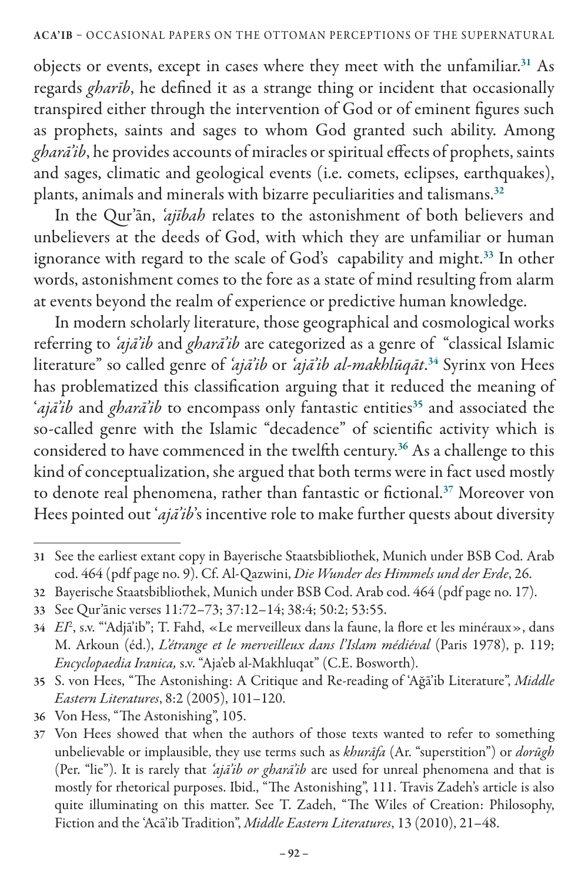objects or events, except in cases where they meet with the unfamiliar.[31] As regards *gharīb*, he defined it as a strange thing or incident that occasionally transpired either through the intervention of God or of eminent figures such as prophets, saints and sages to whom God granted such ability. Among *gharā'ib*, he provides accounts of miracles or spiritual effects of prophets, saints and sages, climatic and geological events (i.e. comets, eclipses, earthquakes), plants, animals and minerals with bizarre peculiarities and talismans.[32]

In the Qur'ān, *'ajībah* relates to the astonishment of both believers and unbelievers at the deeds of God, with which they are unfamiliar or human ignorance with regard to the scale of God's capability and might.[33] In other words, astonishment comes to the fore as a state of mind resulting from alarm at events beyond the realm of experience or predictive human knowledge.

In modern scholarly literature, those geographical and cosmological works referring to *'ajā'ib* and *gharā'ib* are categorized as a genre of "classical Islamic literature" so called genre of *'ajā'ib* or *'ajā'ib al-makhlūqāt*.[34] Syrinx von Hees has problematized this classification arguing that it reduced the meaning of '*ajā'ib* and *gharā'ib* to encompass only fantastic entities[35] and associated the so-called genre with the Islamic "decadence" of scientific activity which is considered to have commenced in the twelfth century.[36] As a challenge to this kind of conceptualization, she argued that both terms were in fact used mostly to denote real phenomena, rather than fantastic or fictional.[37] Moreover von Hees pointed out '*ajā'ib*'s incentive role to make further quests about diversity

---

31 See the earliest extant copy in Bayerische Staatsbibliothek, Munich under BSB Cod. Arab cod. 464 (pdf page no. 9). Cf. Al-Qazwini, *Die Wunder des Himmels und der Erde*, 26.

32 Bayerische Staatsbibliothek, Munich under BSB Cod. Arab cod. 464 (pdf page no. 17).

33 See Qur'ānic verses 11:72–73; 37:12–14; 38:4; 50:2; 53:55.

34 *EI*², s.v. "'Adjā'ib"; T. Fahd, «Le merveilleux dans la faune, la flore et les minéraux», dans M. Arkoun (éd.), *L'étrange et le merveilleux dans l'Islam médiéval* (Paris 1978), p. 119; *Encyclopaedia Iranica,* s.v. "Aja'eb al-Makhluqat" (C.E. Bosworth).

35 S. von Hees, "The Astonishing: A Critique and Re-reading of 'Ağā'ib Literature", *Middle Eastern Literatures*, 8:2 (2005), 101–120.

36 Von Hess, "The Astonishing", 105.

37 Von Hees showed that when the authors of those texts wanted to refer to something unbelievable or implausible, they use terms such as *khurāfa* (Ar. "superstition") or *dorūgh* (Per. "lie"). It is rarely that *'ajā'ib or gharā'ib* are used for unreal phenomena and that is mostly for rhetorical purposes. Ibid., "The Astonishing", 111. Travis Zadeh's article is also quite illuminating on this matter. See T. Zadeh, "The Wiles of Creation: Philosophy, Fiction and the 'Acā'ib Tradition", *Middle Eastern Literatures*, 13 (2010), 21–48.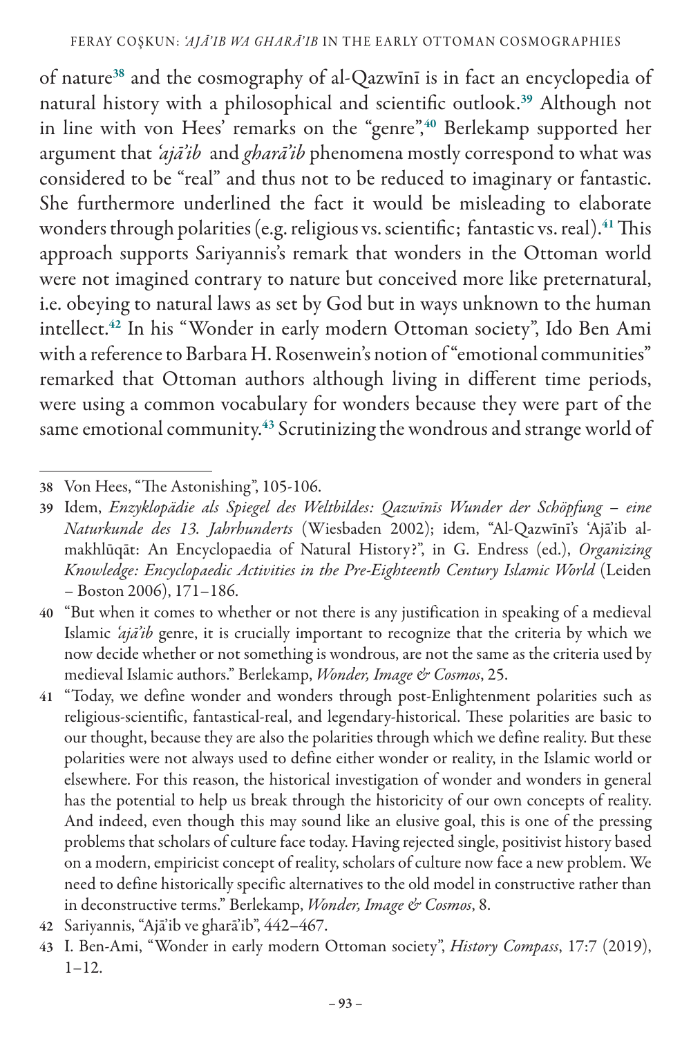of nature[38] and the cosmography of al-Qazwīnī is in fact an encyclopedia of natural history with a philosophical and scientific outlook.[39] Although not in line with von Hees' remarks on the "genre",[40] Berlekamp supported her argument that *ʿajāʾib* and *gharāʾib* phenomena mostly correspond to what was considered to be "real" and thus not to be reduced to imaginary or fantastic. She furthermore underlined the fact it would be misleading to elaborate wonders through polarities (e.g. religious vs. scientific; fantastic vs. real).[41] This approach supports Sariyannis's remark that wonders in the Ottoman world were not imagined contrary to nature but conceived more like preternatural, i.e. obeying to natural laws as set by God but in ways unknown to the human intellect.[42] In his "Wonder in early modern Ottoman society", Ido Ben Ami with a reference to Barbara H. Rosenwein's notion of "emotional communities" remarked that Ottoman authors although living in different time periods, were using a common vocabulary for wonders because they were part of the same emotional community.[43] Scrutinizing the wondrous and strange world of

---

38 Von Hees, "The Astonishing", 105-106.

39 Idem, *Enzyklopädie als Spiegel des Weltbildes: Qazwīnīs Wunder der Schöpfung – eine Naturkunde des 13. Jahrhunderts* (Wiesbaden 2002); idem, "Al-Qazwīnī's ʿAjāʾib al-makhlūqāt: An Encyclopaedia of Natural History?", in G. Endress (ed.), *Organizing Knowledge: Encyclopaedic Activities in the Pre-Eighteenth Century Islamic World* (Leiden – Boston 2006), 171–186.

40 "But when it comes to whether or not there is any justification in speaking of a medieval Islamic *ʿajāʾib* genre, it is crucially important to recognize that the criteria by which we now decide whether or not something is wondrous, are not the same as the criteria used by medieval Islamic authors." Berlekamp, *Wonder, Image & Cosmos*, 25.

41 "Today, we define wonder and wonders through post-Enlightenment polarities such as religious-scientific, fantastical-real, and legendary-historical. These polarities are basic to our thought, because they are also the polarities through which we define reality. But these polarities were not always used to define either wonder or reality, in the Islamic world or elsewhere. For this reason, the historical investigation of wonder and wonders in general has the potential to help us break through the historicity of our own concepts of reality. And indeed, even though this may sound like an elusive goal, this is one of the pressing problems that scholars of culture face today. Having rejected single, positivist history based on a modern, empiricist concept of reality, scholars of culture now face a new problem. We need to define historically specific alternatives to the old model in constructive rather than in deconstructive terms." Berlekamp, *Wonder, Image & Cosmos*, 8.

42 Sariyannis, "Ajāʾib ve gharāʾib", 442–467.

43 I. Ben-Ami, "Wonder in early modern Ottoman society", *History Compass*, 17:7 (2019), 1–12.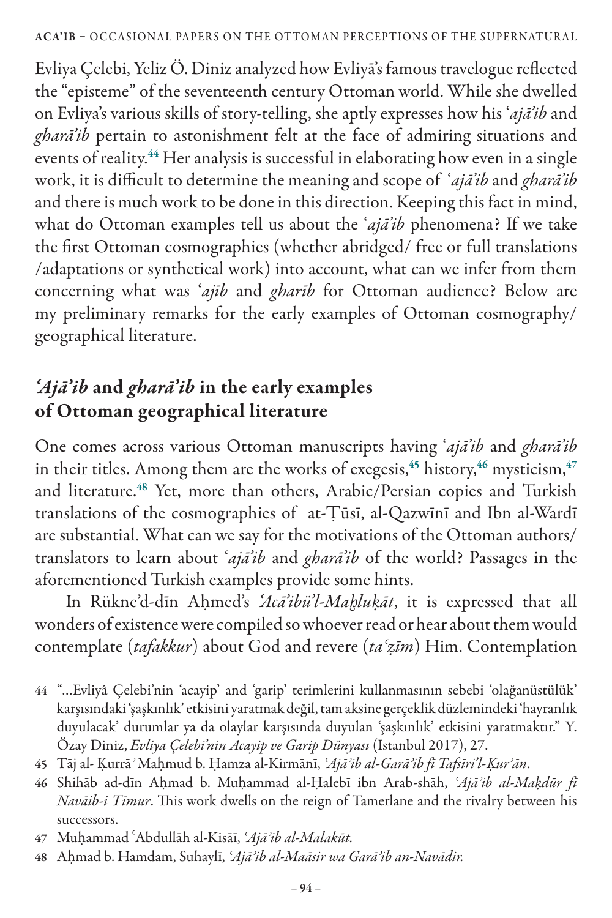Evliya Çelebi, Yeliz Ö. Diniz analyzed how Evliyā's famous travelogue reflected the "episteme" of the seventeenth century Ottoman world. While she dwelled on Evliya's various skills of story-telling, she aptly expresses how his *ʿajā'ib* and *gharā'ib* pertain to astonishment felt at the face of admiring situations and events of reality.[44] Her analysis is successful in elaborating how even in a single work, it is difficult to determine the meaning and scope of *ʿajā'ib* and *gharā'ib* and there is much work to be done in this direction. Keeping this fact in mind, what do Ottoman examples tell us about the *ʿajā'ib* phenomena? If we take the first Ottoman cosmographies (whether abridged/ free or full translations /adaptations or synthetical work) into account, what can we infer from them concerning what was *ʿajīb* and *gharīb* for Ottoman audience? Below are my preliminary remarks for the early examples of Ottoman cosmography/ geographical literature.

## *ʿAjā'ib* and *gharā'ib* in the early examples of Ottoman geographical literature

One comes across various Ottoman manuscripts having *ʿajā'ib* and *gharā'ib* in their titles. Among them are the works of exegesis,[45] history,[46] mysticism,[47] and literature.[48] Yet, more than others, Arabic/Persian copies and Turkish translations of the cosmographies of at-Ṭūsī, al-Qazwīnī and Ibn al-Wardī are substantial. What can we say for the motivations of the Ottoman authors/ translators to learn about *ʿajā'ib* and *gharā'ib* of the world? Passages in the aforementioned Turkish examples provide some hints.

In Rükne'd-dīn Aḥmed's *ʿAcā'ibü'l-Maḫluḳāt*, it is expressed that all wonders of existence were compiled so whoever read or hear about them would contemplate (*tafakkur*) about God and revere (*taʿẓīm*) Him. Contemplation

---

44 "...Evliyâ Çelebi'nin 'acayip' and 'garip' terimlerini kullanmasının sebebi 'olağanüstülük' karşısındaki 'şaşkınlık' etkisini yaratmak değil, tam aksine gerçeklik düzlemindeki 'hayranlık duyulacak' durumlar ya da olaylar karşısında duyulan 'şaşkınlık' etkisini yaratmaktır." Y. Özay Diniz, *Evliya Çelebi'nin Acayip ve Garip Dünyası* (Istanbul 2017), 27.

45 Tāj al- Ḳurrā᾽ Maḥmud b. Ḥamza al-Kirmānī, *ʿAjā᾽ib al-Garā᾽ib fi Tafsīri'l-Ḳur᾽ān*.

46 Shihāb ad-dīn Aḥmad b. Muḥammad al-Ḥalebī ibn Arab-shāh, *ʿAjā᾽ib al-Maḳdūr fi Navāib-i Tīmur*. This work dwells on the reign of Tamerlane and the rivalry between his successors.

47 Muḥammad ʿAbdullāh al-Kisāī, *ʿAjā᾽ib al-Malakūt.*

48 Aḥmad b. Hamdam, Suhaylī, *ʿAjā᾽ib al-Maāsir wa Garā᾽ib an-Navādir.*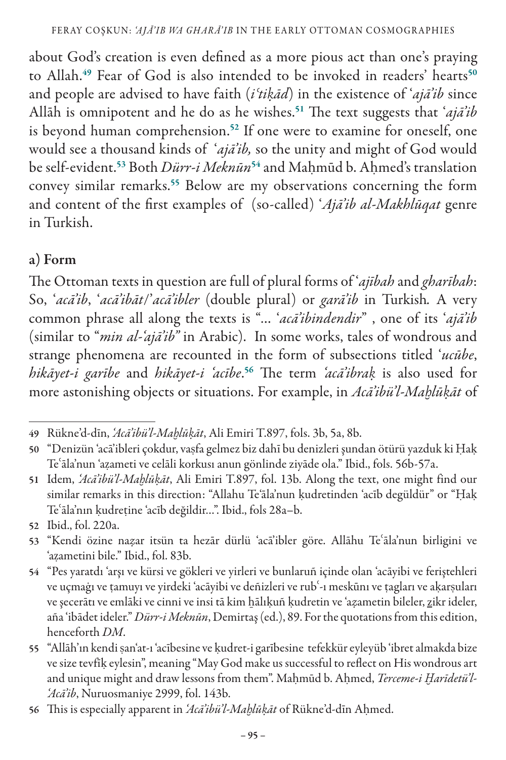about God's creation is even defined as a more pious act than one's praying to Allah.[49] Fear of God is also intended to be invoked in readers' hearts[50] and people are advised to have faith (*iʿtiḳād*) in the existence of *ʿajāʾib* since Allāh is omnipotent and he do as he wishes.[51] The text suggests that *ʿajāʾib* is beyond human comprehension.[52] If one were to examine for oneself, one would see a thousand kinds of *ʿajāʾib,* so the unity and might of God would be self-evident.[53] Both *Dürr-i Meknūn*[54] and Maḥmūd b. Aḥmed's translation convey similar remarks.[55] Below are my observations concerning the form and content of the first examples of (so-called) *ʿAjāʾib al-Makhlūqat* genre in Turkish.

## a) Form

The Ottoman texts in question are full of plural forms of *ʿajībah* and *gharībah*: So, *ʿacāʾib*, *ʿacāʾibāt*/*ʾacāʾibler* (double plural) or *garāʾib* in Turkish. A very common phrase all along the texts is "... *ʿacāʾibindendir*" , one of its *ʿajāʾib* (similar to "*min al-ʿajāʾib"* in Arabic). In some works, tales of wondrous and strange phenomena are recounted in the form of subsections titled *ʿucūbe*, *hikāyet-i garībe* and *hikāyet-i ʿacībe*.[56] The term *ʿacāʾibraḳ* is also used for more astonishing objects or situations. For example, in *Acāʾibü'l-Maḫlūḳāt* of

---

49 Rükne'd-dīn, *ʿAcāʾibü'l-Maḫlūḳāt*, Ali Emiri T.897, fols. 3b, 5a, 8b.

50 "Denizün ʿacāʾibleri çokdur, vaṣfa gelmez biz dahī bu denizleri şundan ötürü yazduk ki Ḥaḳ Teʿāla'nun ʿaẓameti ve celāli korkusı anun gönlinde ziyāde ola." Ibid., fols. 56b-57a.

51 Idem, *ʿAcāʾibü'l-Maḫlūḳāt*, Ali Emiri T.897, fol. 13b. Along the text, one might find our similar remarks in this direction: "Allahu Teʿāla'nun ḳudretinden ʿacīb degüldür" or "Ḥaḳ Teʿāla'nın ḳudreṭine ʿacīb değildir...". Ibid., fols 28a–b.

52 Ibid., fol. 220a.

53 "Kendi özine naẓar itsün ta hezār dürlü ʿacāʾibler göre. Allāhu Teʿāla'nun birligini ve ʿaẓametini bile." Ibid., fol. 83b.

54 "Pes yaratdı ʿarşı ve kürsi ve gökleri ve yirleri ve bunlaruñ içinde olan ʿacāyibi ve ferişṭehleri ve uçmaġı ve ṭamuyı ve yirdeki ʿacāyibi ve deñizleri ve rubʿ-ı meskūnı ve ṭagları ve aḳarṣuları ve şecerātı ve emlāki ve cinni ve insi tā kim ḫālıḳuñ ḳudretin ve ʿaẓametin bileler, ẕikr ideler, aña ʿibādet ideler." *Dürr-i Meknūn*, Demirtaş (ed.), 89. For the quotations from this edition, henceforth *DM*.

55 "Allāh'ın kendi ṣanʿat-ı ʿacībesine ve ḳudret-i garībesine tefekkür eyleyüb ʿibret almakda bize ve size tevfīḳ eylesin", meaning "May God make us successful to reflect on His wondrous art and unique might and draw lessons from them". Maḥmūd b. Aḥmed, *Terceme-i Ḫarīdetü'l-ʿAcāʾib*, Nuruosmaniye 2999, fol. 143b.

56 This is especially apparent in *ʿAcāʾibü'l-Maḫlūḳāt* of Rükne'd-dīn Aḥmed.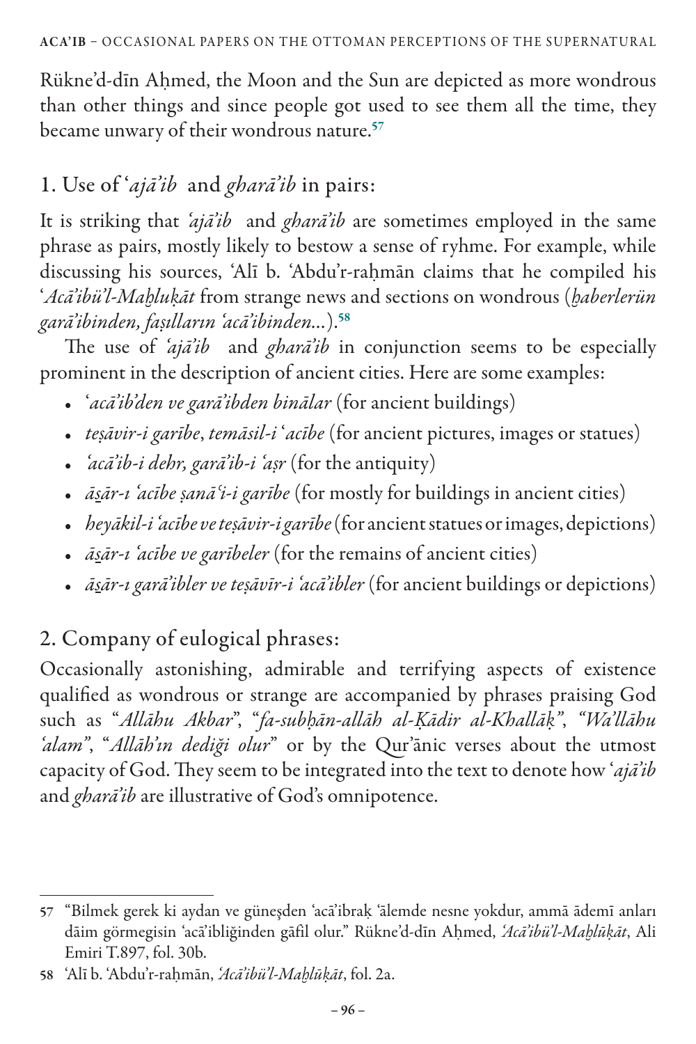Rükne'd-dīn Aḥmed, the Moon and the Sun are depicted as more wondrous than other things and since people got used to see them all the time, they became unwary of their wondrous nature.[57]

## 1. Use of ʿ*ajā'ib* and *gharā'ib* in pairs:

It is striking that *ʿajā'ib* and *gharā'ib* are sometimes employed in the same phrase as pairs, mostly likely to bestow a sense of ryhme. For example, while discussing his sources, ʿAlī b. ʿAbdu'r-raḥmān claims that he compiled his ʿ*Acā'ibü'l-Maḫluḳāt* from strange news and sections on wondrous (*ḫaberlerün garā'ibinden, faṣıllarıṅ ʿacā'ibinden...*).[58]

The use of *ʿajā'ib* and *gharā'ib* in conjunction seems to be especially prominent in the description of ancient cities. Here are some examples:

- ʿ*acā'ib'den ve garā'ibden binālar* (for ancient buildings)
- *teṣāvir-i garībe*, *temāsil-i* ʿ*acībe* (for ancient pictures, images or statues)
- *ʿacā'ib-i dehr, garā'ib-i ʿaṣr* (for the antiquity)
- *ās̱ār-ı ʿacībe ṣanāʿi-i garībe* (for mostly for buildings in ancient cities)
- *heyākil-i ʿacībe ve teṣāvir-i garībe* (for ancient statues or images, depictions)
- *ās̱ār-ı ʿacībe ve garībeler* (for the remains of ancient cities)
- *ās̱ār-ı garā'ibler ve teṣāvīr-i ʿacā'ibler* (for ancient buildings or depictions)

## 2. Company of eulogical phrases:

Occasionally astonishing, admirable and terrifying aspects of existence qualified as wondrous or strange are accompanied by phrases praising God such as "*Allāhu Akbar*", "*fa-subḥān-allāh al-Ḳādir al-Khallāḳ*", "*Wa'llāhu ʿalam*", "*Allāh'ın dediği olur*" or by the Qur'ānic verses about the utmost capacity of God. They seem to be integrated into the text to denote how ʿ*ajā'ib* and *gharā'ib* are illustrative of God's omnipotence.

---

57 "Bilmek gerek ki aydan ve güneşden ʿacā'ibraḳ ʿālemde nesne yokdur, ammā ādemī anları dāim görmegisin ʿacā'ibliğinden gāfil olur." Rükne'd-dīn Aḥmed, *ʿAcā'ibü'l-Maḫlūḳāt*, Ali Emiri T.897, fol. 30b.

58 ʿAlī b. ʿAbdu'r-raḥmān, *ʿAcā'ibü'l-Maḫlūḳāt*, fol. 2a.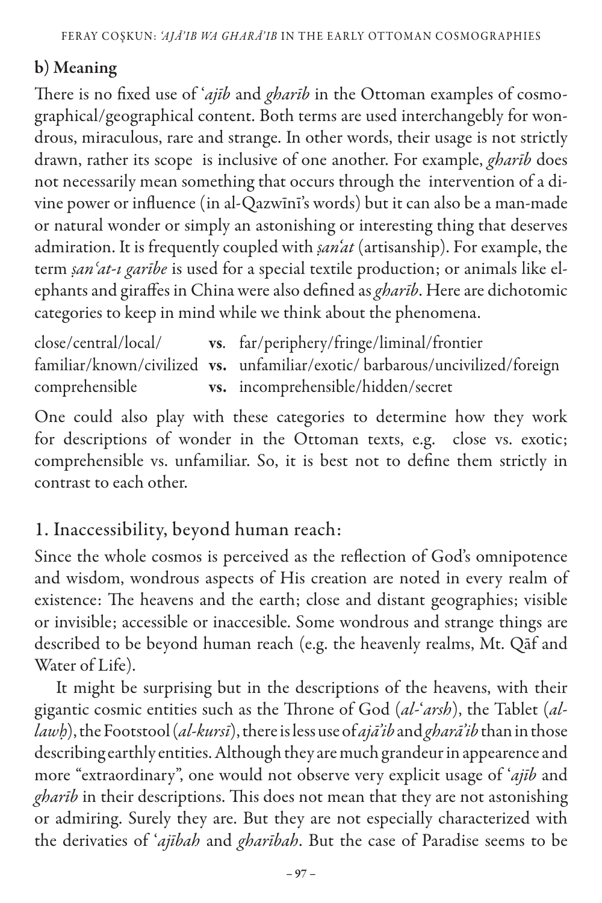### b) Meaning

There is no fixed use of *'ajīb* and *gharīb* in the Ottoman examples of cosmographical/geographical content. Both terms are used interchangebly for wondrous, miraculous, rare and strange. In other words, their usage is not strictly drawn, rather its scope is inclusive of one another. For example, *gharīb* does not necessarily mean something that occurs through the intervention of a divine power or influence (in al-Qazwīnī's words) but it can also be a man-made or natural wonder or simply an astonishing or interesting thing that deserves admiration. It is frequently coupled with *ṣan'at* (artisanship). For example, the term *ṣan'at-ı garībe* is used for a special textile production; or animals like elephants and giraffes in China were also defined as *gharīb*. Here are dichotomic categories to keep in mind while we think about the phenomena.

| | | |
|---|---|---|
| close/central/local/ | **vs**. | far/periphery/fringe/liminal/frontier |
| familiar/known/civilized | **vs.** | unfamiliar/exotic/ barbarous/uncivilized/foreign |
| comprehensible | **vs.** | incomprehensible/hidden/secret |

One could also play with these categories to determine how they work for descriptions of wonder in the Ottoman texts, e.g. close vs. exotic; comprehensible vs. unfamiliar. So, it is best not to define them strictly in contrast to each other.

## 1. Inaccessibility, beyond human reach:

Since the whole cosmos is perceived as the reflection of God's omnipotence and wisdom, wondrous aspects of His creation are noted in every realm of existence: The heavens and the earth; close and distant geographies; visible or invisible; accessible or inaccesible. Some wondrous and strange things are described to be beyond human reach (e.g. the heavenly realms, Mt. Qāf and Water of Life).

It might be surprising but in the descriptions of the heavens, with their gigantic cosmic entities such as the Throne of God (*al-'arsh*), the Tablet (*al-lawḥ*), the Footstool (*al-kursī*), there is less use of *ajā'ib* and *gharā'ib* than in those describing earthly entities. Although they are much grandeur in appearence and more "extraordinary", one would not observe very explicit usage of *'ajīb* and *gharīb* in their descriptions. This does not mean that they are not astonishing or admiring. Surely they are. But they are not especially characterized with the derivaties of *'ajībah* and *gharībah*. But the case of Paradise seems to be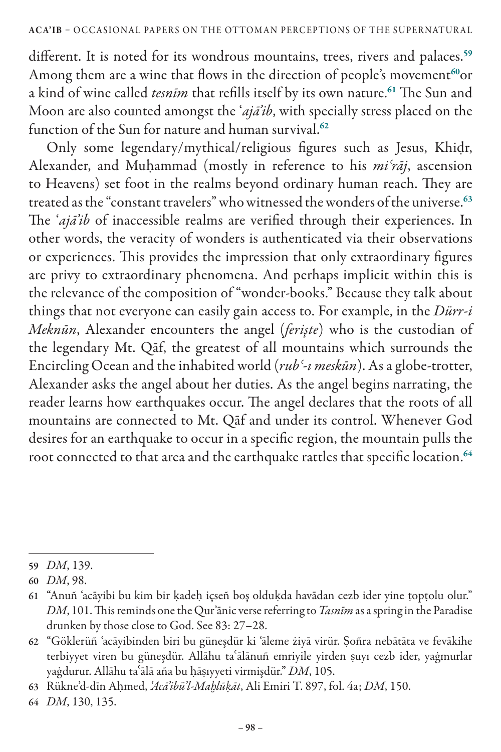different. It is noted for its wondrous mountains, trees, rivers and palaces.[59] Among them are a wine that flows in the direction of people's movement[60]or a kind of wine called *tesnīm* that refills itself by its own nature.[61] The Sun and Moon are also counted amongst the ʿ*ajā'ib*, with specially stress placed on the function of the Sun for nature and human survival.[62]

Only some legendary/mythical/religious figures such as Jesus, Khiḍr, Alexander, and Muḥammad (mostly in reference to his *miʿrāj*, ascension to Heavens) set foot in the realms beyond ordinary human reach. They are treated as the "constant travelers" who witnessed the wonders of the universe.[63] The ʿ*ajā'ib* of inaccessible realms are verified through their experiences. In other words, the veracity of wonders is authenticated via their observations or experiences. This provides the impression that only extraordinary figures are privy to extraordinary phenomena. And perhaps implicit within this is the relevance of the composition of "wonder-books." Because they talk about things that not everyone can easily gain access to. For example, in the *Dürr-i Meknūn*, Alexander encounters the angel (*ferişte*) who is the custodian of the legendary Mt. Qāf, the greatest of all mountains which surrounds the Encircling Ocean and the inhabited world (*rubʿ-ı meskūn*). As a globe-trotter, Alexander asks the angel about her duties. As the angel begins narrating, the reader learns how earthquakes occur. The angel declares that the roots of all mountains are connected to Mt. Qāf and under its control. Whenever God desires for an earthquake to occur in a specific region, the mountain pulls the root connected to that area and the earthquake rattles that specific location.[64]

---

59 *DM*, 139.

60 *DM*, 98.

61 "Anuñ ʿacāyibi bu kim bir ḳadeḥ içseñ boş olduḳda havādan cezb ider yine ṭopṭolu olur." *DM*, 101. This reminds one the Qur'ānic verse referring to *Tasnīm* as a spring in the Paradise drunken by those close to God. See 83: 27–28.

62 "Göklerüñ ʿacāyibinden biri bu güneşdür ki ʿāleme żiyā virür. Ṣoñra nebātāta ve fevākihe terbiyyet viren bu güneşdür. Allāhu taʿālānuñ emriyile yirden ṣuyı cezb ider, yağmurlar yağdurur. Allāhu taʿālā aña bu ḫāṣıyyeti virmişdür." *DM*, 105.

63 Rükne'd-dīn Aḥmed, *'Acā'ibü'l-Maḫlūḳāt*, Ali Emiri T. 897, fol. 4a; *DM*, 150.

64 *DM*, 130, 135.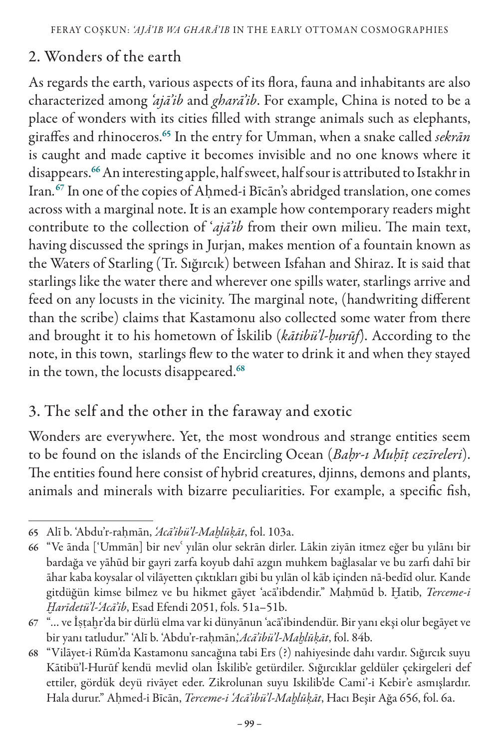## 2. Wonders of the earth

As regards the earth, various aspects of its flora, fauna and inhabitants are also characterized among *'ajā'ib* and *gharā'ib*. For example, China is noted to be a place of wonders with its cities filled with strange animals such as elephants, giraffes and rhinoceros.[65] In the entry for Umman, when a snake called *sekrān* is caught and made captive it becomes invisible and no one knows where it disappears.[66] An interesting apple, half sweet, half sour is attributed to Istakhr in Iran.[67] In one of the copies of Aḥmed-i Bīcān's abridged translation, one comes across with a marginal note. It is an example how contemporary readers might contribute to the collection of '*ajā'ib* from their own milieu. The main text, having discussed the springs in Jurjan, makes mention of a fountain known as the Waters of Starling (Tr. Sığırcık) between Isfahan and Shiraz. It is said that starlings like the water there and wherever one spills water, starlings arrive and feed on any locusts in the vicinity. The marginal note, (handwriting different than the scribe) claims that Kastamonu also collected some water from there and brought it to his hometown of İskilib (*kātibü'l-ḥurūf*). According to the note, in this town, starlings flew to the water to drink it and when they stayed in the town, the locusts disappeared.[68]

## 3. The self and the other in the faraway and exotic

Wonders are everywhere. Yet, the most wondrous and strange entities seem to be found on the islands of the Encircling Ocean (*Baḥr-ı Muḥīṭ cezīreleri*). The entities found here consist of hybrid creatures, djinns, demons and plants, animals and minerals with bizarre peculiarities. For example, a specific fish,

---

65 Alī b. 'Abdu'r-raḥmān, *'Acā'ibü'l-Maḫlūḳāt*, fol. 103a.

66 "Ve ānda ['Ummān] bir nevʿ yılān olur sekrān dirler. Lākin ziyān itmez eğer bu yılānı bir bardağa ve yāhūd bir gayri zarfa koyub dahī azgın muhkem bağlasalar ve bu zarfı dahī bir āhar kaba koysalar ol vilāyetten çıktıkları gibi bu yılān ol kāb içinden nā-bedīd olur. Kande gitdüğün kimse bilmez ve bu hikmet gāyet 'acā'ibdendir." Maḥmūd b. Ḫatib, *Terceme-i Ḫarīdetü'l-'Acā'ib*, Esad Efendi 2051, fols. 51a–51b.

67 "... ve İṣṭaḫr'da bir dürlü elma var ki dünyānun 'acā'ibindendür. Bir yanı ekşi olur begāyet ve bir yanı tatludur." 'Alī b. 'Abdu'r-raḥmān,*'Acā'ibü'l-Maḫlūḳāt*, fol. 84b.

68 "Vilāyet-i Rūm'da Kastamonu sancağına tabi Ers (?) nahiyesinde dahı vardır. Sığırcık suyu Kātibü'l-Hurūf kendü mevlid olan İskilib'e getürdiler. Sığırcıklar geldüler çekirgeleri def ettiler, gördük deyü rivāyet eder. Zikrolunan suyu Iskilib'de Cami'-i Kebir'e asmışlardır. Hala durur." Aḥmed-i Bīcān, *Terceme-i 'Acā'ibü'l-Maḫlūḳāt*, Hacı Beşir Ağa 656, fol. 6a.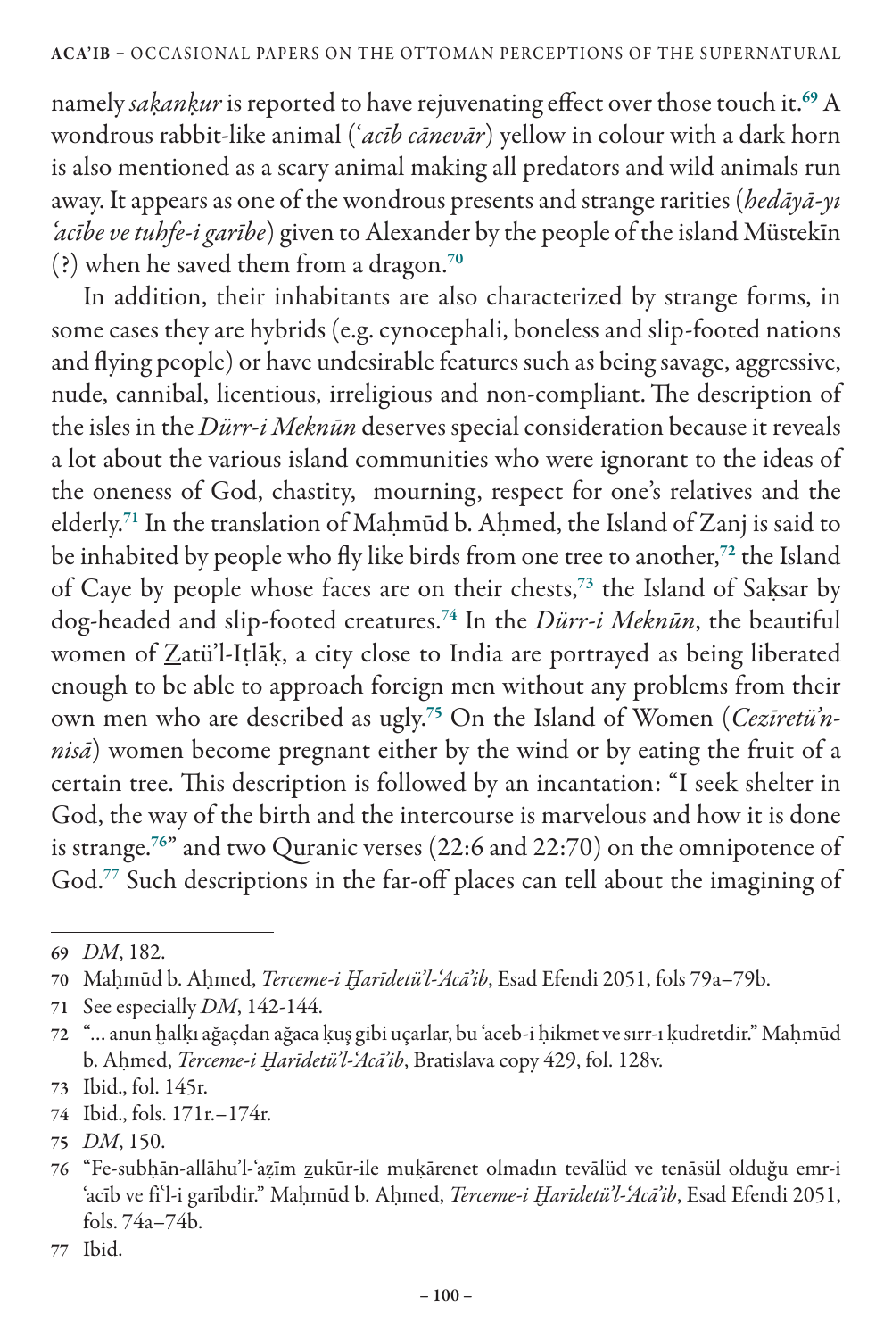namely *saḳanḳur* is reported to have rejuvenating effect over those touch it.[69] A wondrous rabbit-like animal (*ʿacīb cānevār*) yellow in colour with a dark horn is also mentioned as a scary animal making all predators and wild animals run away. It appears as one of the wondrous presents and strange rarities (*hedāyā-yı ʿacībe ve tuhfe-i garībe*) given to Alexander by the people of the island Müstekīn (?) when he saved them from a dragon.[70]

In addition, their inhabitants are also characterized by strange forms, in some cases they are hybrids (e.g. cynocephali, boneless and slip-footed nations and flying people) or have undesirable features such as being savage, aggressive, nude, cannibal, licentious, irreligious and non-compliant. The description of the isles in the *Dürr-i Meknūn* deserves special consideration because it reveals a lot about the various island communities who were ignorant to the ideas of the oneness of God, chastity, mourning, respect for one's relatives and the elderly.[71] In the translation of Maḥmūd b. Aḥmed, the Island of Zanj is said to be inhabited by people who fly like birds from one tree to another,[72] the Island of Caye by people whose faces are on their chests,[73] the Island of Saḳsar by dog-headed and slip-footed creatures.[74] In the *Dürr-i Meknūn*, the beautiful women of Ẕatü'l-Iṭlāḳ, a city close to India are portrayed as being liberated enough to be able to approach foreign men without any problems from their own men who are described as ugly.[75] On the Island of Women (*Cezīretü'n-nisā*) women become pregnant either by the wind or by eating the fruit of a certain tree. This description is followed by an incantation: "I seek shelter in God, the way of the birth and the intercourse is marvelous and how it is done is strange.[76]" and two Quranic verses (22:6 and 22:70) on the omnipotence of God.[77] Such descriptions in the far-off places can tell about the imagining of

---

69 *DM*, 182.

70 Maḥmūd b. Aḥmed, *Terceme-i Ḫarīdetü'l-ʿAcā'ib*, Esad Efendi 2051, fols 79a–79b.

71 See especially *DM*, 142-144.

72 "… anun ḫalḳı ağaçdan ağaca ḳuş gibi uçarlar, bu ʿaceb-i ḥikmet ve sırr-ı ḳudretdir." Maḥmūd b. Aḥmed, *Terceme-i Ḫarīdetü'l-ʿAcā'ib*, Bratislava copy 429, fol. 128v.

73 Ibid., fol. 145r.

74 Ibid., fols. 171r.–174r.

75 *DM*, 150.

76 "Fe-subḥān-allāhu'l-ʿaẓīm ẕukūr-ile muḳārenet olmadın tevālüd ve tenāsül olduğu emr-i ʿacīb ve fiʿl-i garībdir." Maḥmūd b. Aḥmed, *Terceme-i Ḫarīdetü'l-ʿAcā'ib*, Esad Efendi 2051, fols. 74a–74b.

77 Ibid.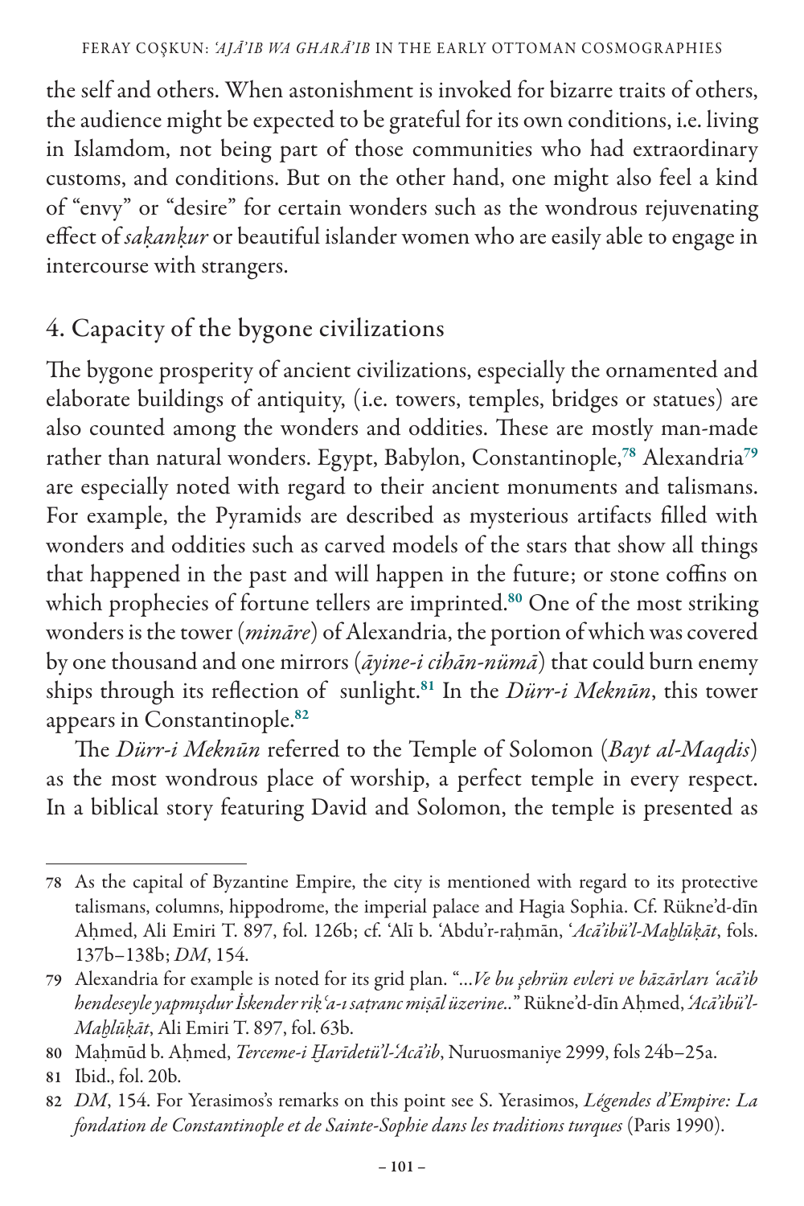the self and others. When astonishment is invoked for bizarre traits of others, the audience might be expected to be grateful for its own conditions, i.e. living in Islamdom, not being part of those communities who had extraordinary customs, and conditions. But on the other hand, one might also feel a kind of "envy" or "desire" for certain wonders such as the wondrous rejuvenating effect of *saḳanḳur* or beautiful islander women who are easily able to engage in intercourse with strangers.

## 4. Capacity of the bygone civilizations

The bygone prosperity of ancient civilizations, especially the ornamented and elaborate buildings of antiquity, (i.e. towers, temples, bridges or statues) are also counted among the wonders and oddities. These are mostly man-made rather than natural wonders. Egypt, Babylon, Constantinople,[78] Alexandria[79] are especially noted with regard to their ancient monuments and talismans. For example, the Pyramids are described as mysterious artifacts filled with wonders and oddities such as carved models of the stars that show all things that happened in the past and will happen in the future; or stone coffins on which prophecies of fortune tellers are imprinted.[80] One of the most striking wonders is the tower (*minâre*) of Alexandria, the portion of which was covered by one thousand and one mirrors (*āyine-i cihān-nümā*) that could burn enemy ships through its reflection of sunlight.[81] In the *Dürr-i Meknūn*, this tower appears in Constantinople.[82]

The *Dürr-i Meknūn* referred to the Temple of Solomon (*Bayt al-Maqdis*) as the most wondrous place of worship, a perfect temple in every respect. In a biblical story featuring David and Solomon, the temple is presented as

---

78 As the capital of Byzantine Empire, the city is mentioned with regard to its protective talismans, columns, hippodrome, the imperial palace and Hagia Sophia. Cf. Rükne'd-dīn Aḥmed, Ali Emiri T. 897, fol. 126b; cf. ʿAlī b. ʿAbdu'r-raḥmān, *ʿAcā'ibü'l-Maḫlūḳāt*, fols. 137b–138b; *DM*, 154.

79 Alexandria for example is noted for its grid plan. "…*Ve bu şehrün evleri ve bāzārları ʿacā'ib hendeseyle yapmışdur İskender riḳʿa-ı saṭranc miṣāl üzerine..*" Rükne'd-dīn Aḥmed, *ʿAcā'ibü'l-Maḫlūḳāt*, Ali Emiri T. 897, fol. 63b.

80 Maḥmūd b. Aḥmed, *Terceme-i Ḫarīdetü'l-ʿAcā'ib*, Nuruosmaniye 2999, fols 24b–25a.

81 Ibid., fol. 20b.

82 *DM*, 154. For Yerasimos's remarks on this point see S. Yerasimos, *Légendes d'Empire: La fondation de Constantinople et de Sainte-Sophie dans les traditions turques* (Paris 1990).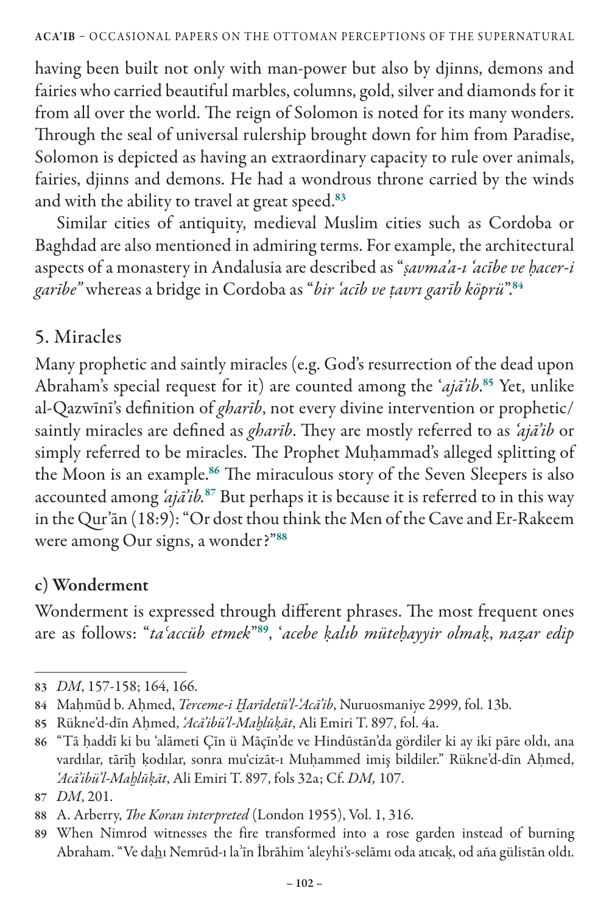having been built not only with man-power but also by djinns, demons and fairies who carried beautiful marbles, columns, gold, silver and diamonds for it from all over the world. The reign of Solomon is noted for its many wonders. Through the seal of universal rulership brought down for him from Paradise, Solomon is depicted as having an extraordinary capacity to rule over animals, fairies, djinns and demons. He had a wondrous throne carried by the winds and with the ability to travel at great speed.[83]

Similar cities of antiquity, medieval Muslim cities such as Cordoba or Baghdad are also mentioned in admiring terms. For example, the architectural aspects of a monastery in Andalusia are described as "*ṣavmaʿa-ı ʿacībe ve ḥacer-i garībe*" whereas a bridge in Cordoba as "*bir ʿacīb ve ṭavrı garīb köprü*".[84]

## 5. Miracles

Many prophetic and saintly miracles (e.g. God's resurrection of the dead upon Abraham's special request for it) are counted among the ʿ*ajāʾib*.[85] Yet, unlike al-Qazwīnī's definition of *gharīb*, not every divine intervention or prophetic/saintly miracles are defined as *gharīb*. They are mostly referred to as *ʿajāʾib* or simply referred to be miracles. The Prophet Muḥammad's alleged splitting of the Moon is an example.[86] The miraculous story of the Seven Sleepers is also accounted among *ʿajāʾib*.[87] But perhaps it is because it is referred to in this way in the Qurʾān (18:9): "Or dost thou think the Men of the Cave and Er-Rakeem were among Our signs, a wonder?"[88]

### c) Wonderment

Wonderment is expressed through different phrases. The most frequent ones are as follows: "*taʿaccüb etmek*"[89], ʿ*acebe ḳalıb müteḥayyir olmaḳ*, *naẓar edip*

---

83 *DM*, 157-158; 164, 166.

84 Maḥmūd b. Aḥmed, *Terceme-i Ḫarīdetüʾl-ʿAcāʾib*, Nuruosmaniye 2999, fol. 13b.

85 Rükneʾd-dīn Aḥmed, *ʿAcāʾibüʾl-Maḫlūḳāt*, Ali Emiri T. 897, fol. 4a.

86 "Tā ḥaddī ki bu ʿalāmeti Çīn ü Māçīn'de ve Hindūstān'da gördiler ki ay iki pāre oldı, ana vardılar, tārīḫ ḳodılar, sonra muʿcizāt-ı Muḥammed imiş bildiler." Rükneʾd-dīn Aḥmed, *ʿAcāʾibüʾl-Maḫlūḳāt*, Ali Emiri T. 897, fols 32a; Cf. *DM,* 107.

87 *DM*, 201.

88 A. Arberry, *The Koran interpreted* (London 1955), Vol. 1, 316.

89 When Nimrod witnesses the fire transformed into a rose garden instead of burning Abraham. "Ve daḫı Nemrūd-ı laʾīn İbrāhim ʿaleyhiʾs-selāmı oda atıcaḳ, od aña gülistān oldı.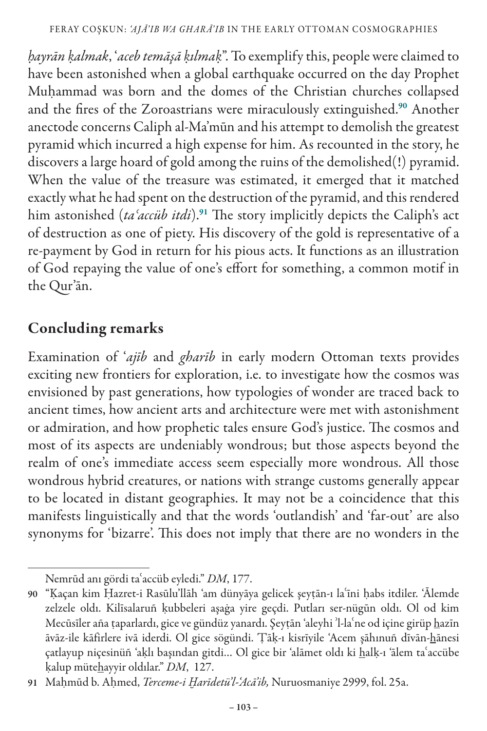*ḥayrān ḳalmak*, '*aceb temāşā ḳılmaḳ*". To exemplify this, people were claimed to have been astonished when a global earthquake occurred on the day Prophet Muḥammad was born and the domes of the Christian churches collapsed and the fires of the Zoroastrians were miraculously extinguished.[90] Another anectode concerns Caliph al-Ma'mūn and his attempt to demolish the greatest pyramid which incurred a high expense for him. As recounted in the story, he discovers a large hoard of gold among the ruins of the demolished(!) pyramid. When the value of the treasure was estimated, it emerged that it matched exactly what he had spent on the destruction of the pyramid, and this rendered him astonished (*taʿaccüb itdi*).[91] The story implicitly depicts the Caliph's act of destruction as one of piety. His discovery of the gold is representative of a re-payment by God in return for his pious acts. It functions as an illustration of God repaying the value of one's effort for something, a common motif in the Qur'ān.

## Concluding remarks

Examination of '*ajīb* and *gharīb* in early modern Ottoman texts provides exciting new frontiers for exploration, i.e. to investigate how the cosmos was envisioned by past generations, how typologies of wonder are traced back to ancient times, how ancient arts and architecture were met with astonishment or admiration, and how prophetic tales ensure God's justice. The cosmos and most of its aspects are undeniably wondrous; but those aspects beyond the realm of one's immediate access seem especially more wondrous. All those wondrous hybrid creatures, or nations with strange customs generally appear to be located in distant geographies. It may not be a coincidence that this manifests linguistically and that the words 'outlandish' and 'far-out' are also synonyms for 'bizarre'. This does not imply that there are no wonders in the

---

Nemrūd anı gördi taʿaccüb eyledi." *DM*, 177.

90 "Ḳaçan kim Ḥazret-i Rasūlu'llāh 'am dünyāya gelicek şeyṭān-ı laʿīni ḥabs itdiler. 'Ālemde zelzele oldı. Kilīsalaruñ ḳubbeleri aşaġa yire geçdi. Putları ser-nügūn oldı. Ol od kim Mecūsīler aña ṭaparlardı, gice ve gündüz yanardı. Şeyṭān 'aleyhi ʾl-laʿne od içine girüp ẖazīn āvāz-ile kāfirlere ivā iderdi. Ol gice sögündi. Ṭāḳ-ı kisrīyile 'Acem şāhınuñ dīvān-ẖānesi çatlayup niçesinüñ 'aḳlı başından gitdi... Ol gice bir 'alāmet oldı ki ẖalḳ-ı 'ālem taʿaccübe ḳalup müteẖayyir oldılar." *DM*, 127.

91 Maḥmūd b. Aḥmed, *Terceme-i Ḫarīdetü'l-'Acā'ib,* Nuruosmaniye 2999, fol. 25a.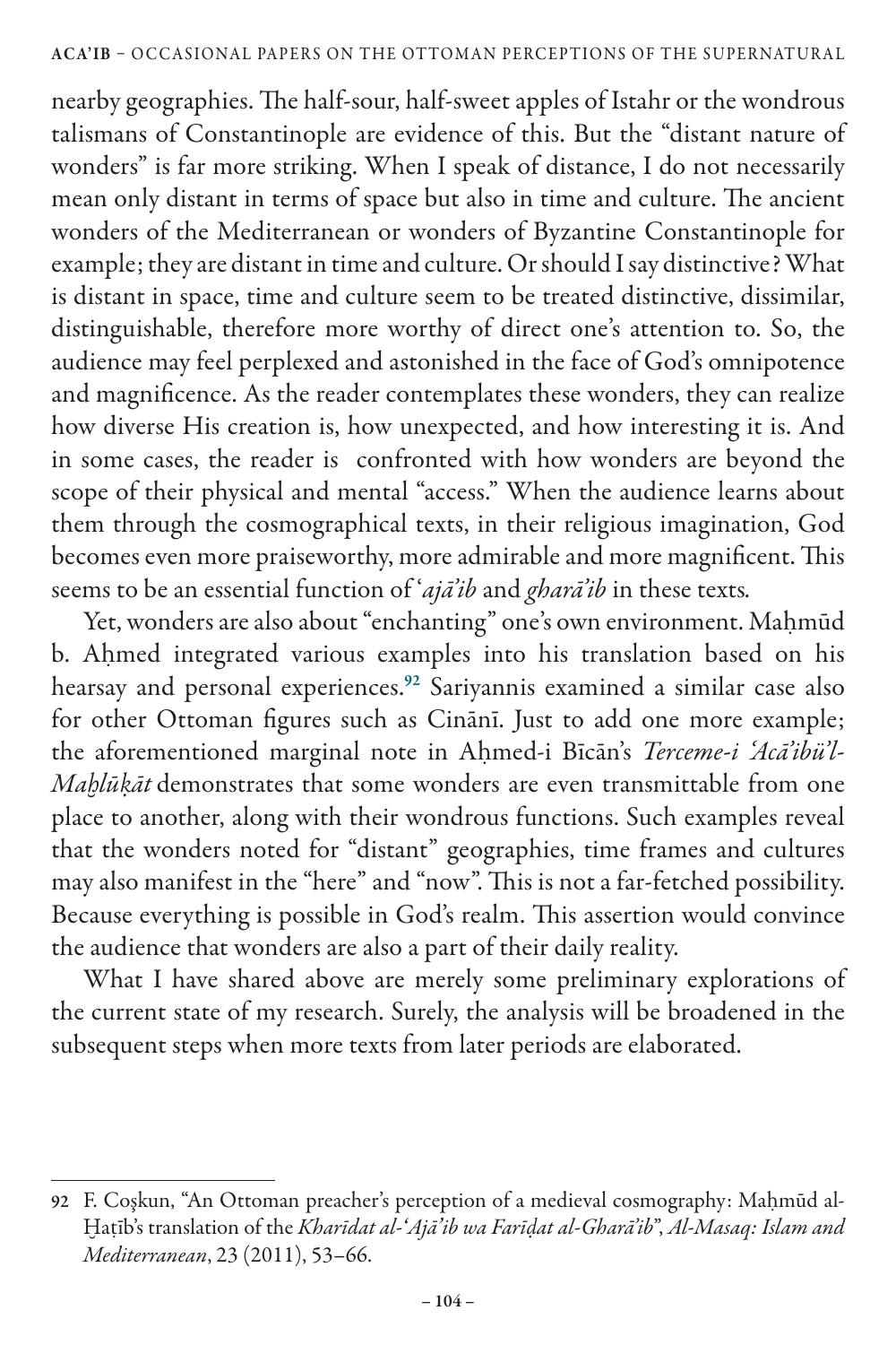nearby geographies. The half-sour, half-sweet apples of Istahr or the wondrous talismans of Constantinople are evidence of this. But the "distant nature of wonders" is far more striking. When I speak of distance, I do not necessarily mean only distant in terms of space but also in time and culture. The ancient wonders of the Mediterranean or wonders of Byzantine Constantinople for example; they are distant in time and culture. Or should I say distinctive? What is distant in space, time and culture seem to be treated distinctive, dissimilar, distinguishable, therefore more worthy of direct one's attention to. So, the audience may feel perplexed and astonished in the face of God's omnipotence and magnificence. As the reader contemplates these wonders, they can realize how diverse His creation is, how unexpected, and how interesting it is. And in some cases, the reader is confronted with how wonders are beyond the scope of their physical and mental "access." When the audience learns about them through the cosmographical texts, in their religious imagination, God becomes even more praiseworthy, more admirable and more magnificent. This seems to be an essential function of ʿ*ajāʾib* and *gharāʾib* in these texts.

Yet, wonders are also about "enchanting" one's own environment. Maḥmūd b. Aḥmed integrated various examples into his translation based on his hearsay and personal experiences.[92] Sariyannis examined a similar case also for other Ottoman figures such as Cinānī. Just to add one more example; the aforementioned marginal note in Aḥmed-i Bīcān's *Terceme-i ʿAcāʾibüʾl-Maḫlūḳāt* demonstrates that some wonders are even transmittable from one place to another, along with their wondrous functions. Such examples reveal that the wonders noted for "distant" geographies, time frames and cultures may also manifest in the "here" and "now". This is not a far-fetched possibility. Because everything is possible in God's realm. This assertion would convince the audience that wonders are also a part of their daily reality.

What I have shared above are merely some preliminary explorations of the current state of my research. Surely, the analysis will be broadened in the subsequent steps when more texts from later periods are elaborated.

---

92 F. Coşkun, "An Ottoman preacher's perception of a medieval cosmography: Maḥmūd al-Ḫaṭīb's translation of the *Kharīdat al-ʿAjāʾib wa Farīḍat al-Gharāʾib*", *Al-Masaq: Islam and Mediterranean*, 23 (2011), 53–66.